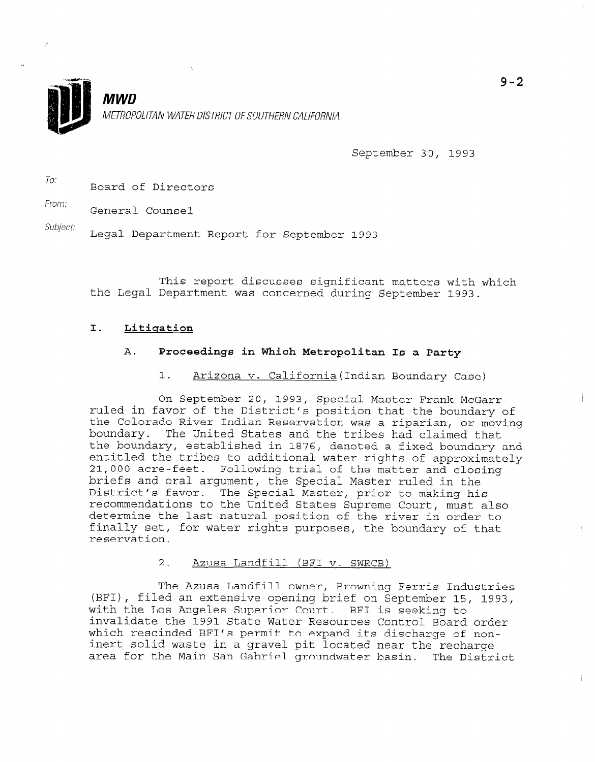**MWD**

*METROPOLITAN WATER DISTRICT OF SOUTHERN CALIFORNIA*

9-2

September 30, 1993

To: Board of Directors

From: General Counsel

Subject: Legal Department Report for September 1993

This report discusses significant matters with which the Legal Department was concerned during September 1993.

## I. Litigation

### A. Proceedings in Which Metropolitan Is a Party

#### 1. Arizona v. California (Indian Boundary Case)

On September 20, 1993, Special Master Frank McGarr ruled in favor of the District's position that the boundary of the Colorado River Indian Reservation was a riparian, or moving boundary. The United States and the tribes had claimed that the boundary, established in 1876, denoted a fixed boundary and entitled the tribes to additional water rights of approximately 21,000 acre-feet. Following trial of the matter and closing briefs and oral argument, the Special Master ruled in the District's favor. The Special Master, prior to making his recommendations to the United States Supreme Court, must also determine the last natural position of the river in order to finally set, for water rights purposes, the boundary of that reservation.

#### 2. Azusa Landfill (BFI v. SWRCB)

The Azusa Landfill owner, Browning Ferris Industries (BFI), filed an extensive opening brief on September 15, 1993, with the Los Angeles Superior Court. BFI is seeking to invalidate the 1991 State Water Resources Control Board order which rescinded BFI's permit to expand its discharge of non-inert solid waste in a gravel pit located near the recharge area for the Main San Gabriel groundwater basin. The District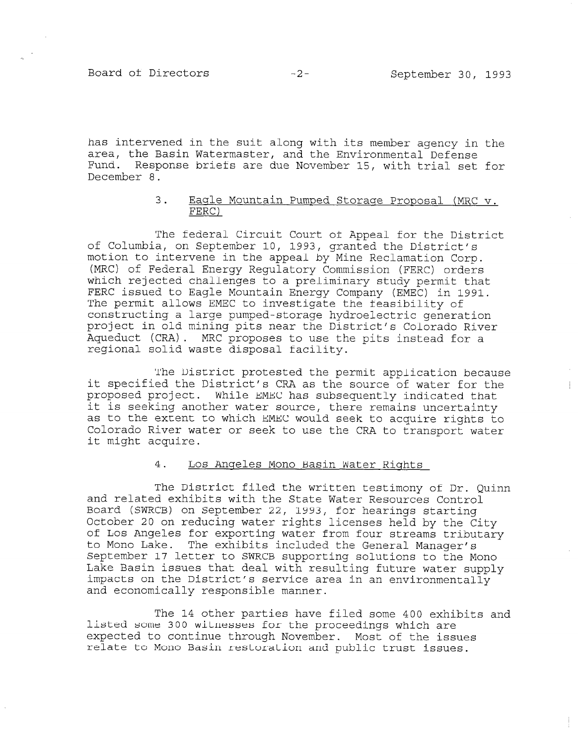has intervened in the suit along with its member agency in the area, the Basin Watermaster, and the Environmental Defense Fund. Response briefs are due November 15, with trial set for December 8.

### 3. Eagle Mountain Pumped Storage Proposal (MRC v. FERC)

The federal Circuit Court of Appeal for the District of Columbia, on September 10, 1993, granted the District's motion to intervene in the appeal by Mine Reclamation Corp. (MRC) of Federal Energy Regulatory Commission (FERC) orders which rejected challenges to a preliminary study permit that FERC issued to Eagle Mountain Energy Company (EMEC) in 1991. The permit allows EMEC to investigate the feasibility of constructing a large pumped-storage hydroelectric generation project in old mining pits near the District's Colorado River Aqueduct (CRA). MRC proposes to use the pits instead for a regional solid waste disposal facility.

The District protested the permit application because it specified the District's CRA as the source of water for the proposed project. While EMEC has subsequently indicated that it is seeking another water source, there remains uncertainty as to the extent to which EMEC would seek to acquire rights to Colorado River water or seek to use the CRA to transport water it might acquire.

### 4. Los Angeles Mono Basin Water Rights

The District filed the written testimony of Dr. Quinn and related exhibits with the State Water Resources Control Board (SWRCB) on September 22, 1993, for hearings starting October 20 on reducing water rights licenses held by the City of Los Angeles for exporting water from four streams tributary to Mono Lake. The exhibits included the General Manager's September 17 letter to SWRCB supporting solutions to the Mono Lake Basin issues that deal with resulting future water supply impacts on the District's service area in an environmentally and economically responsible manner.

The 14 other parties have filed some 400 exhibits and listed some 300 witnesses for the proceedings which are expected to continue through November. Most of the issues relate to Mono Basin restoration and public trust issues.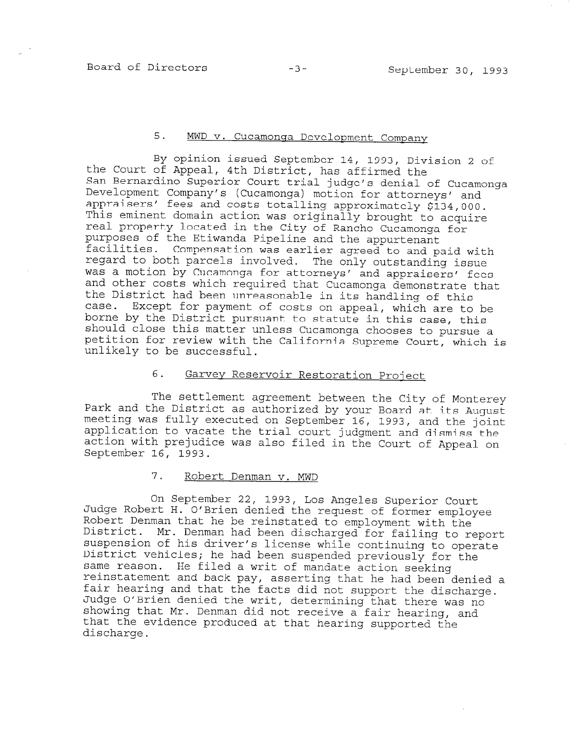5. MWD v. Cucamonga Development Company

By opinion issued September 14, 1993, Division 2 of the Court of Appeal, 4th District, has affirmed the San Bernardino Superior Court trial judge's denial of Cucamonga Development Company's (Cucamonga) motion for attorneys' and appraisers' fees and costs totalling approximately $134,000. This eminent domain action was originally brought to acquire real property located in the City of Rancho Cucamonga for purposes of the Etiwanda Pipeline and the appurtenant facilities. Compensation was earlier agreed to and paid with regard to both parcels involved. The only outstanding issue was a motion by Cucamonga for attorneys' and appraisers' fees and other costs which required that Cucamonga demonstrate that the District had been unreasonable in its handling of this case. Except for payment of costs on appeal, which are to be borne by the District pursuant to statute in this case, this should close this matter unless Cucamonga chooses to pursue a petition for review with the California Supreme Court, which is unlikely to be successful.

6. Garvey Reservoir Restoration Project

The settlement agreement between the City of Monterey Park and the District as authorized by your Board at its August meeting was fully executed on September 16, 1993, and the joint application to vacate the trial court judgment and dismiss the action with prejudice was also filed in the Court of Appeal on September 16, 1993.

7. Robert Denman v. MWD

On September 22, 1993, Los Angeles Superior Court Judge Robert H. O'Brien denied the request of former employee Robert Denman that he be reinstated to employment with the District. Mr. Denman had been discharged for failing to report suspension of his driver's license while continuing to operate District vehicles; he had been suspended previously for the same reason. He filed a writ of mandate action seeking reinstatement and back pay, asserting that he had been denied a fair hearing and that the facts did not support the discharge. Judge O'Brien denied the writ, determining that there was no showing that Mr. Denman did not receive a fair hearing, and that the evidence produced at that hearing supported the discharge.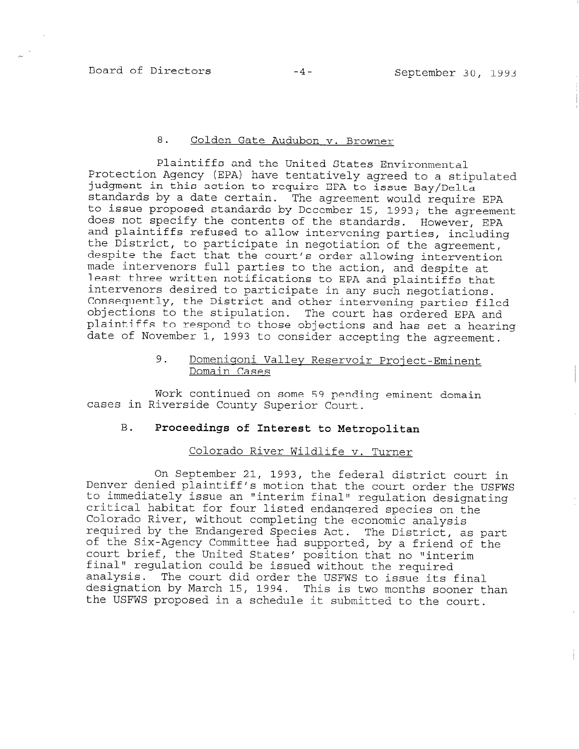8. Golden Gate Audubon v. Browner

Plaintiffs and the United States Environmental Protection Agency (EPA) have tentatively agreed to a stipulated judgment in this action to require EPA to issue Bay/Delta standards by a date certain. The agreement would require EPA to issue proposed standards by December 15, 1993; the agreement does not specify the contents of the standards. However, EPA and plaintiffs refused to allow intervening parties, including the District, to participate in negotiation of the agreement, despite the fact that the court's order allowing intervention made intervenors full parties to the action, and despite at least three written notifications to EPA and plaintiffs that intervenors desired to participate in any such negotiations. Consequently, the District and other intervening parties filed objections to the stipulation. The court has ordered EPA and plaintiffs to respond to those objections and has set a hearing date of November 1, 1993 to consider accepting the agreement.

9. Domenigoni Valley Reservoir Project-Eminent Domain Cases

Work continued on some 59 pending eminent domain cases in Riverside County Superior Court.

## B. Proceedings of Interest to Metropolitan

Colorado River Wildlife v. Turner

On September 21, 1993, the federal district court in Denver denied plaintiff's motion that the court order the USFWS to immediately issue an "interim final" regulation designating critical habitat for four listed endangered species on the Colorado River, without completing the economic analysis required by the Endangered Species Act. The District, as part of the Six-Agency Committee had supported, by a friend of the court brief, the United States' position that no "interim final" regulation could be issued without the required analysis. The court did order the USFWS to issue its final designation by March 15, 1994. This is two months sooner than the USFWS proposed in a schedule it submitted to the court.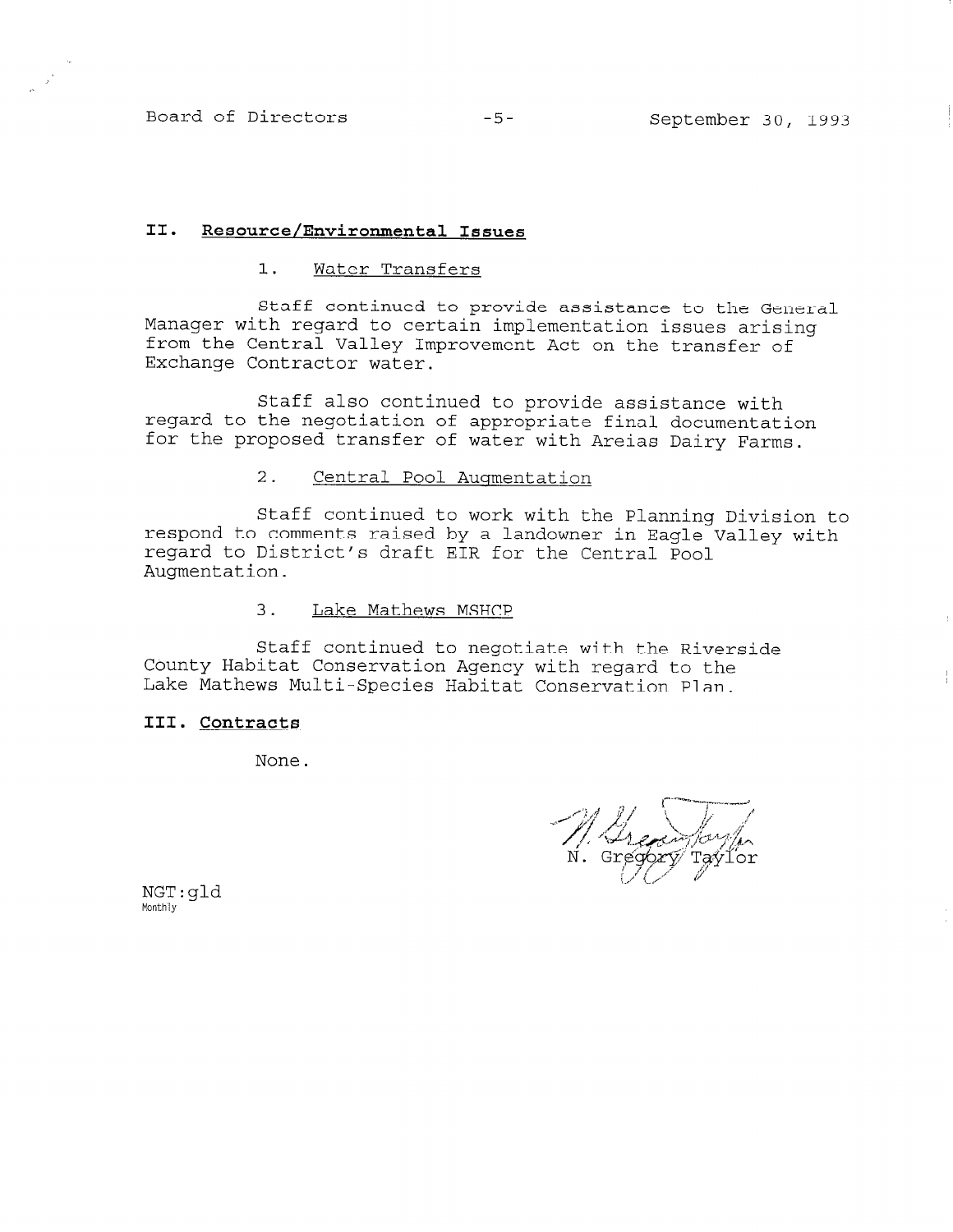## II. Resource/Environmental Issues

### 1. Water Transfers

Staff continued to provide assistance to the General Manager with regard to certain implementation issues arising from the Central Valley Improvement Act on the transfer of Exchange Contractor water.

Staff also continued to provide assistance with regard to the negotiation of appropriate final documentation for the proposed transfer of water with Areias Dairy Farms.

### 2. Central Pool Augmentation

Staff continued to work with the Planning Division to respond to comments raised by a landowner in Eagle Valley with regard to District's draft EIR for the Central Pool Augmentation.

### 3. Lake Mathews MSHCP

Staff continued to negotiate with the Riverside County Habitat Conservation Agency with regard to the Lake Mathews Multi-Species Habitat Conservation Plan.

## III. Contracts

None.

N. Gregory Taylor

NGT:gld
Monthly